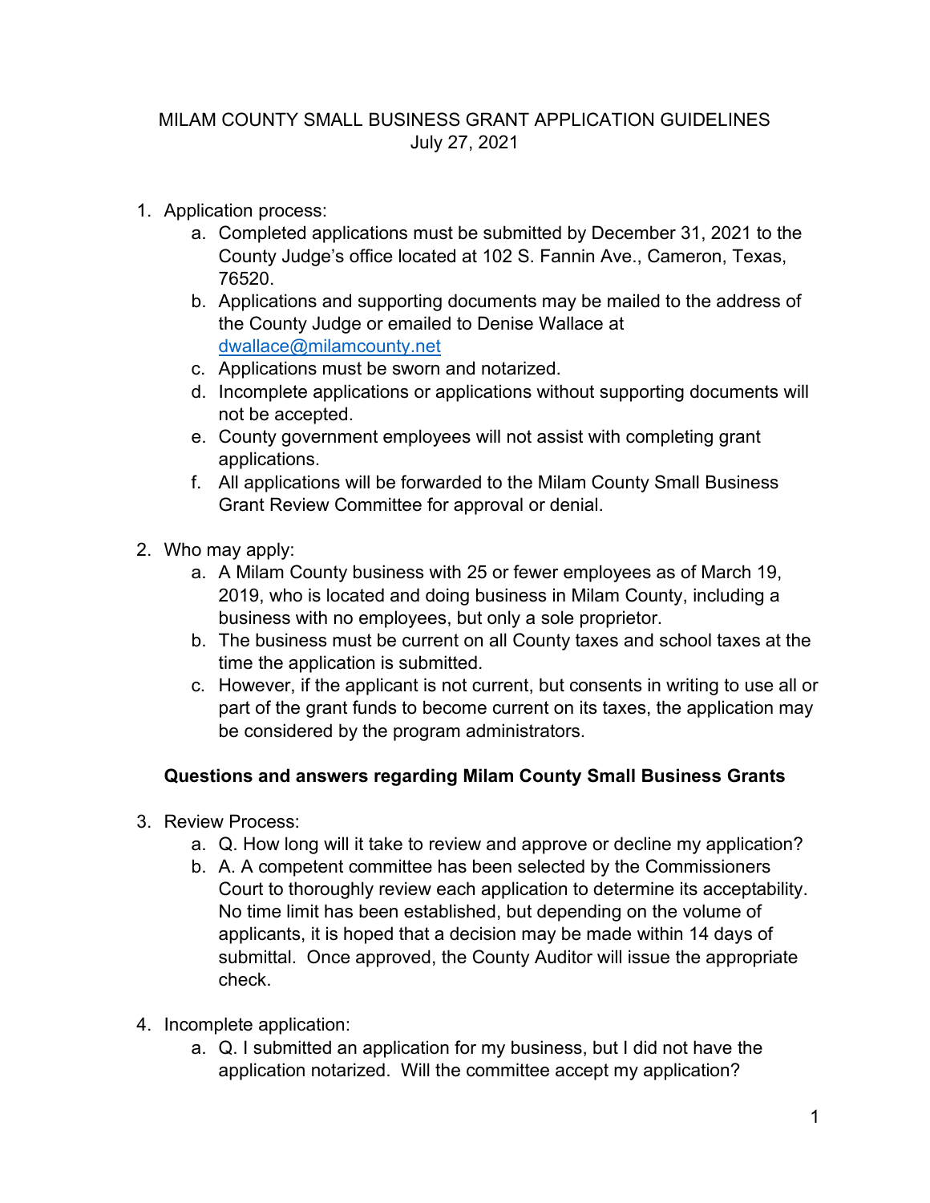# MILAM COUNTY SMALL BUSINESS GRANT APPLICATION GUIDELINES

July 27, 2021

1. Application process:
   a. Completed applications must be submitted by December 31, 2021 to the County Judge's office located at 102 S. Fannin Ave., Cameron, Texas, 76520.
   b. Applications and supporting documents may be mailed to the address of the County Judge or emailed to Denise Wallace at [dwallace@milamcounty.net](mailto:dwallace@milamcounty.net)
   c. Applications must be sworn and notarized.
   d. Incomplete applications or applications without supporting documents will not be accepted.
   e. County government employees will not assist with completing grant applications.
   f. All applications will be forwarded to the Milam County Small Business Grant Review Committee for approval or denial.

2. Who may apply:
   a. A Milam County business with 25 or fewer employees as of March 19, 2019, who is located and doing business in Milam County, including a business with no employees, but only a sole proprietor.
   b. The business must be current on all County taxes and school taxes at the time the application is submitted.
   c. However, if the applicant is not current, but consents in writing to use all or part of the grant funds to become current on its taxes, the application may be considered by the program administrators.

## Questions and answers regarding Milam County Small Business Grants

3. Review Process:
   a. Q. How long will it take to review and approve or decline my application?
   b. A. A competent committee has been selected by the Commissioners Court to thoroughly review each application to determine its acceptability. No time limit has been established, but depending on the volume of applicants, it is hoped that a decision may be made within 14 days of submittal. Once approved, the County Auditor will issue the appropriate check.

4. Incomplete application:
   a. Q. I submitted an application for my business, but I did not have the application notarized. Will the committee accept my application?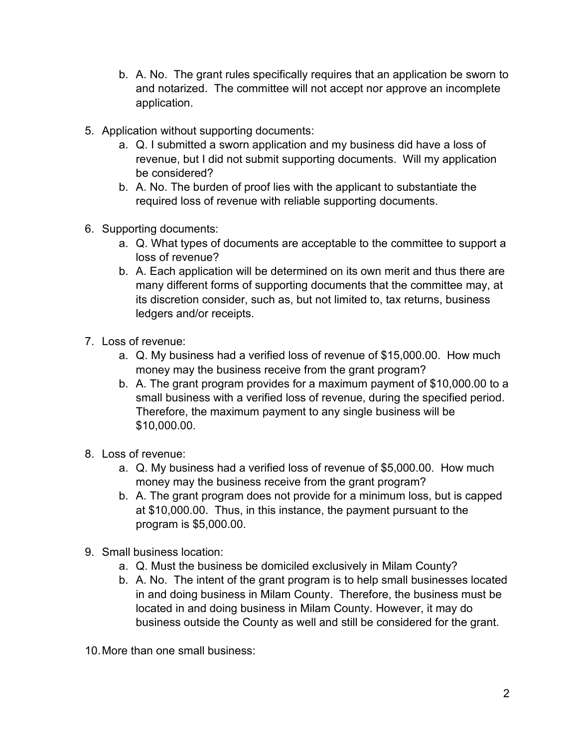b. A. No. The grant rules specifically requires that an application be sworn to and notarized. The committee will not accept nor approve an incomplete application.

5. Application without supporting documents:
    a. Q. I submitted a sworn application and my business did have a loss of revenue, but I did not submit supporting documents. Will my application be considered?
    b. A. No. The burden of proof lies with the applicant to substantiate the required loss of revenue with reliable supporting documents.

6. Supporting documents:
    a. Q. What types of documents are acceptable to the committee to support a loss of revenue?
    b. A. Each application will be determined on its own merit and thus there are many different forms of supporting documents that the committee may, at its discretion consider, such as, but not limited to, tax returns, business ledgers and/or receipts.

7. Loss of revenue:
    a. Q. My business had a verified loss of revenue of $15,000.00. How much money may the business receive from the grant program?
    b. A. The grant program provides for a maximum payment of $10,000.00 to a small business with a verified loss of revenue, during the specified period. Therefore, the maximum payment to any single business will be $10,000.00.

8. Loss of revenue:
    a. Q. My business had a verified loss of revenue of $5,000.00. How much money may the business receive from the grant program?
    b. A. The grant program does not provide for a minimum loss, but is capped at $10,000.00. Thus, in this instance, the payment pursuant to the program is $5,000.00.

9. Small business location:
    a. Q. Must the business be domiciled exclusively in Milam County?
    b. A. No. The intent of the grant program is to help small businesses located in and doing business in Milam County. Therefore, the business must be located in and doing business in Milam County. However, it may do business outside the County as well and still be considered for the grant.

10. More than one small business: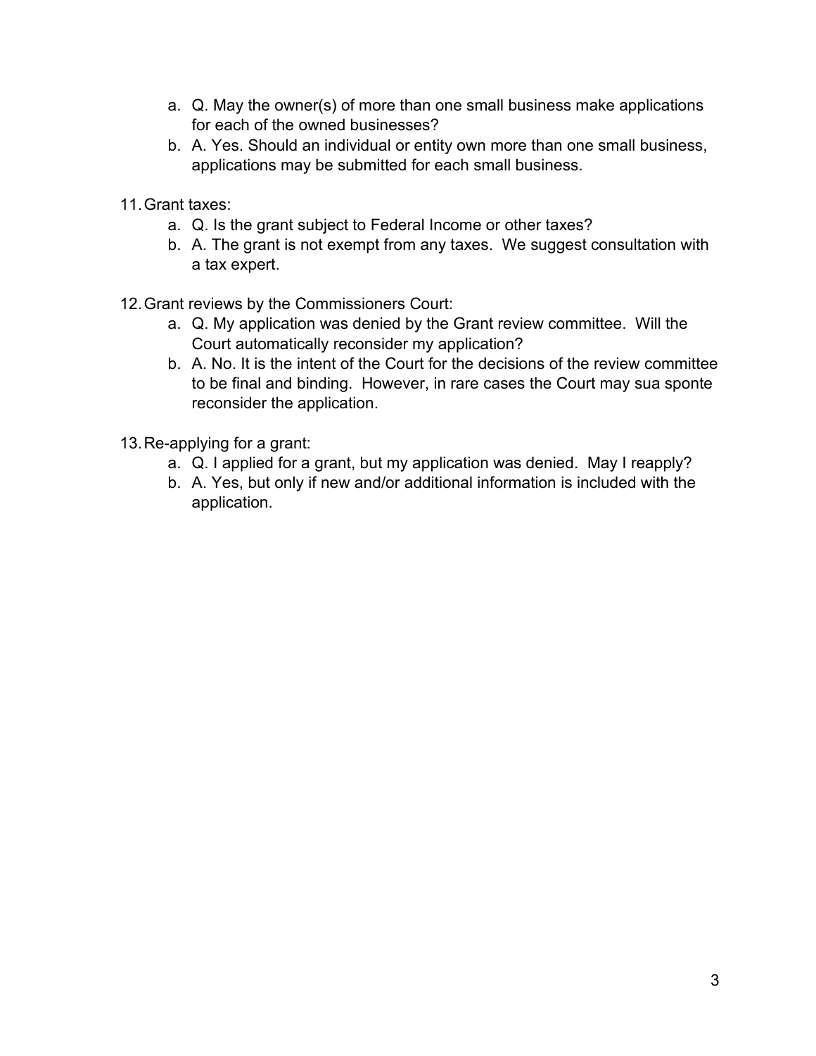a. Q. May the owner(s) of more than one small business make applications for each of the owned businesses?
b. A. Yes. Should an individual or entity own more than one small business, applications may be submitted for each small business.

11. Grant taxes:
    a. Q. Is the grant subject to Federal Income or other taxes?
    b. A. The grant is not exempt from any taxes. We suggest consultation with a tax expert.

12. Grant reviews by the Commissioners Court:
    a. Q. My application was denied by the Grant review committee. Will the Court automatically reconsider my application?
    b. A. No. It is the intent of the Court for the decisions of the review committee to be final and binding. However, in rare cases the Court may sua sponte reconsider the application.

13. Re-applying for a grant:
    a. Q. I applied for a grant, but my application was denied. May I reapply?
    b. A. Yes, but only if new and/or additional information is included with the application.